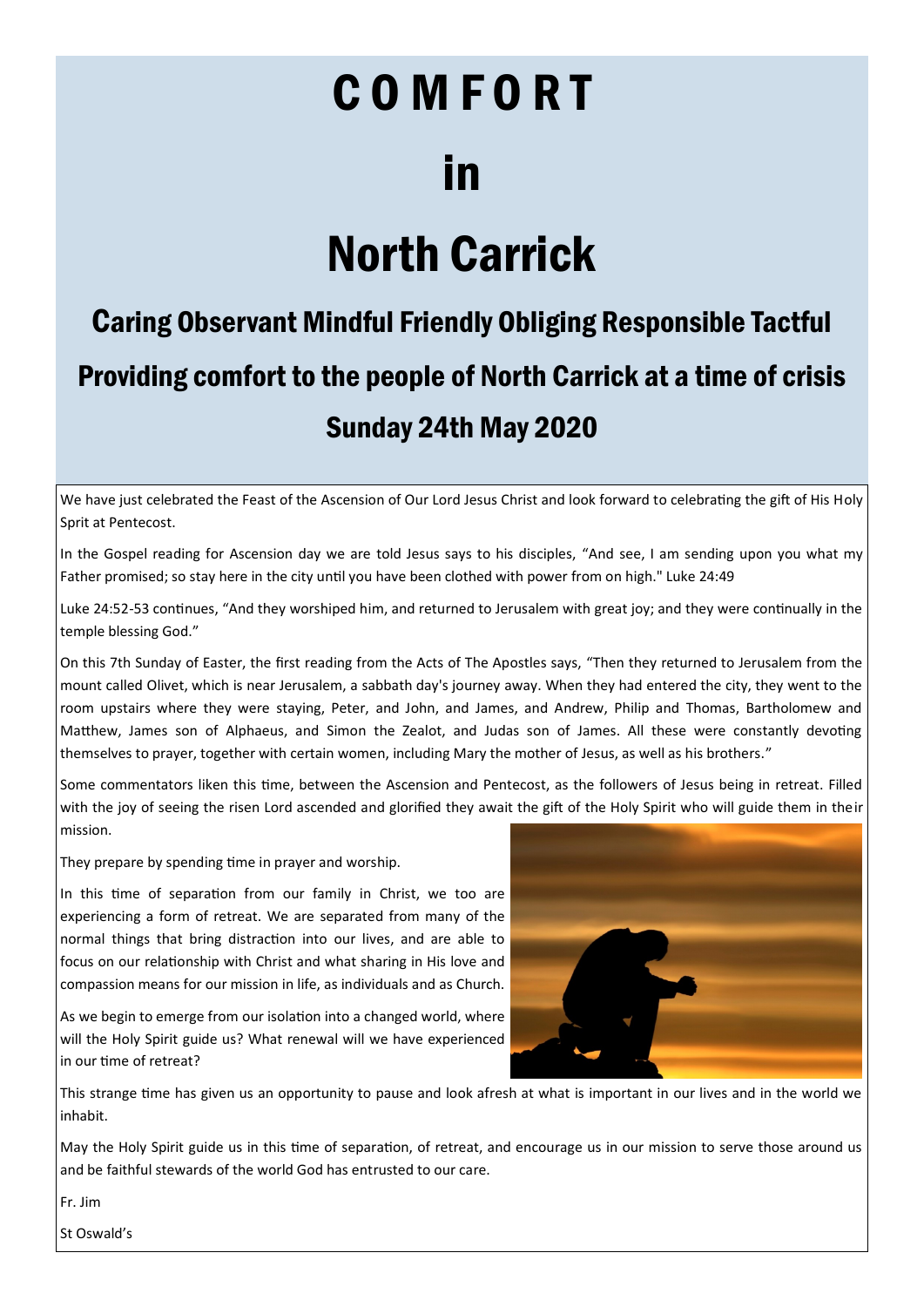# C O M F O R T

# in

# North Carrick

## Caring Observant Mindful Friendly Obliging Responsible Tactful

## Providing comfort to the people of North Carrick at a time of crisis

## Sunday 24th May 2020

We have just celebrated the Feast of the Ascension of Our Lord Jesus Christ and look forward to celebrating the gift of His Holy Sprit at Pentecost.

In the Gospel reading for Ascension day we are told Jesus says to his disciples, "And see, I am sending upon you what my Father promised; so stay here in the city until you have been clothed with power from on high." Luke 24:49

Luke 24:52-53 continues, "And they worshiped him, and returned to Jerusalem with great joy; and they were continually in the temple blessing God."

On this 7th Sunday of Easter, the first reading from the Acts of The Apostles says, "Then they returned to Jerusalem from the mount called Olivet, which is near Jerusalem, a sabbath day's journey away. When they had entered the city, they went to the room upstairs where they were staying, Peter, and John, and James, and Andrew, Philip and Thomas, Bartholomew and Matthew, James son of Alphaeus, and Simon the Zealot, and Judas son of James. All these were constantly devoting themselves to prayer, together with certain women, including Mary the mother of Jesus, as well as his brothers."

Some commentators liken this time, between the Ascension and Pentecost, as the followers of Jesus being in retreat. Filled with the joy of seeing the risen Lord ascended and glorified they await the gift of the Holy Spirit who will guide them in their mission.

They prepare by spending time in prayer and worship.

In this time of separation from our family in Christ, we too are experiencing a form of retreat. We are separated from many of the normal things that bring distraction into our lives, and are able to focus on our relationship with Christ and what sharing in His love and compassion means for our mission in life, as individuals and as Church.

As we begin to emerge from our isolation into a changed world, where will the Holy Spirit guide us? What renewal will we have experienced in our time of retreat?

This strange time has given us an opportunity to pause and look afresh at what is important in our lives and in the world we inhabit.

May the Holy Spirit guide us in this time of separation, of retreat, and encourage us in our mission to serve those around us and be faithful stewards of the world God has entrusted to our care.

Fr. Jim

St Oswald's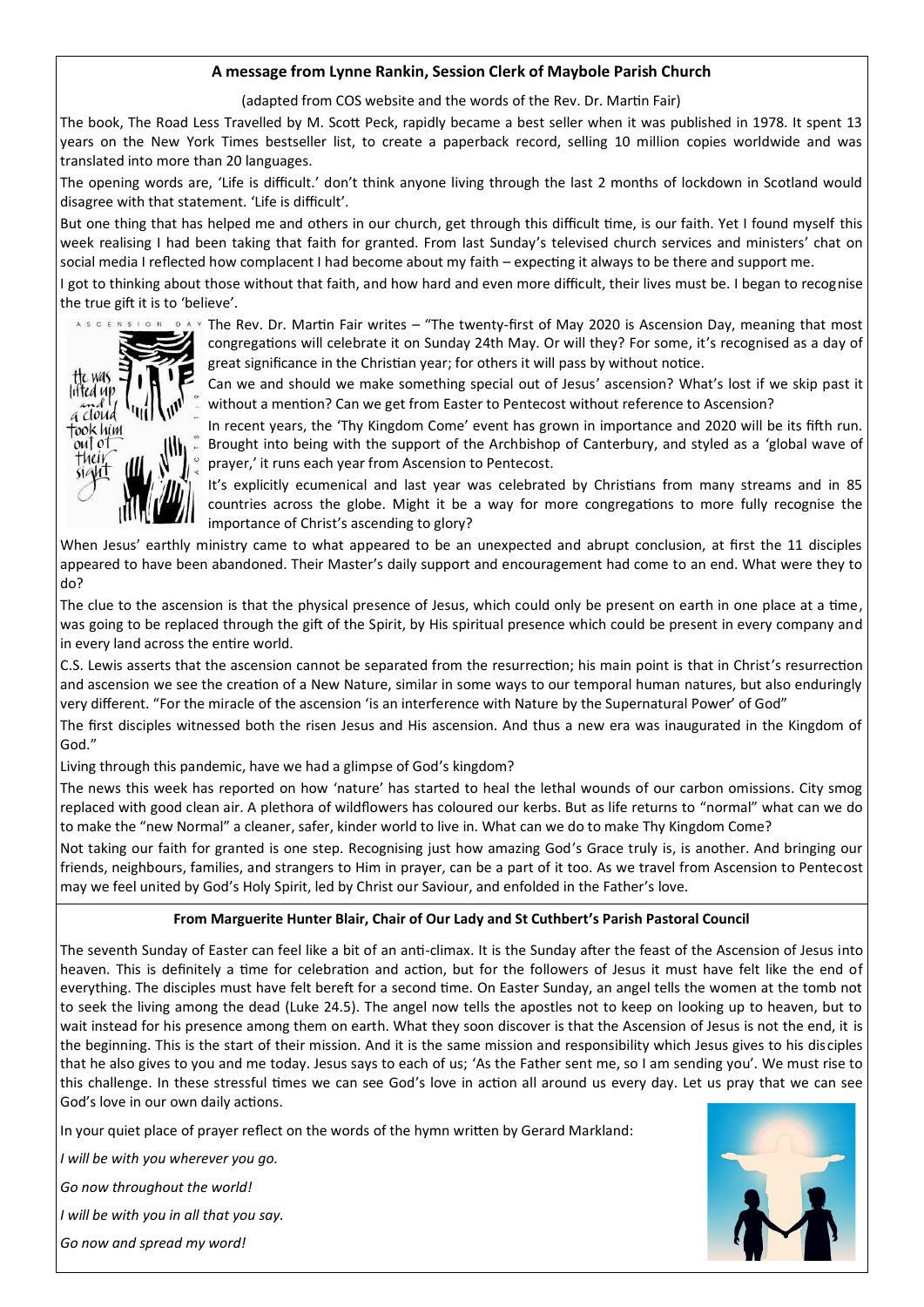### A message from Lynne Rankin, Session Clerk of Maybole Parish Church

(adapted from COS website and the words of the Rev. Dr. Martin Fair)

The book, The Road Less Travelled by M. Scott Peck, rapidly became a best seller when it was published in 1978. It spent 13 years on the New York Times bestseller list, to create a paperback record, selling 10 million copies worldwide and was translated into more than 20 languages.

The opening words are, 'Life is difficult.' don't think anyone living through the last 2 months of lockdown in Scotland would disagree with that statement. 'Life is difficult'.

But one thing that has helped me and others in our church, get through this difficult time, is our faith. Yet I found myself this week realising I had been taking that faith for granted. From last Sunday's televised church services and ministers' chat on social media I reflected how complacent I had become about my faith – expecting it always to be there and support me.

I got to thinking about those without that faith, and how hard and even more difficult, their lives must be. I began to recognise the true gift it is to 'believe'.

The Rev. Dr. Martin Fair writes – "The twenty-first of May 2020 is Ascension Day, meaning that most congregations will celebrate it on Sunday 24th May. Or will they? For some, it's recognised as a day of great significance in the Christian year; for others it will pass by without notice.

Can we and should we make something special out of Jesus' ascension? What's lost if we skip past it without a mention? Can we get from Easter to Pentecost without reference to Ascension?

In recent years, the 'Thy Kingdom Come' event has grown in importance and 2020 will be its fifth run. Brought into being with the support of the Archbishop of Canterbury, and styled as a 'global wave of prayer,' it runs each year from Ascension to Pentecost.

It's explicitly ecumenical and last year was celebrated by Christians from many streams and in 85 countries across the globe. Might it be a way for more congregations to more fully recognise the importance of Christ's ascending to glory?

When Jesus' earthly ministry came to what appeared to be an unexpected and abrupt conclusion, at first the 11 disciples appeared to have been abandoned. Their Master's daily support and encouragement had come to an end. What were they to do?

The clue to the ascension is that the physical presence of Jesus, which could only be present on earth in one place at a time, was going to be replaced through the gift of the Spirit, by His spiritual presence which could be present in every company and in every land across the entire world.

C.S. Lewis asserts that the ascension cannot be separated from the resurrection; his main point is that in Christ's resurrection and ascension we see the creation of a New Nature, similar in some ways to our temporal human natures, but also enduringly very different. "For the miracle of the ascension 'is an interference with Nature by the Supernatural Power' of God"

The first disciples witnessed both the risen Jesus and His ascension. And thus a new era was inaugurated in the Kingdom of God."

Living through this pandemic, have we had a glimpse of God's kingdom?

The news this week has reported on how 'nature' has started to heal the lethal wounds of our carbon omissions. City smog replaced with good clean air. A plethora of wildflowers has coloured our kerbs. But as life returns to "normal" what can we do to make the "new Normal" a cleaner, safer, kinder world to live in. What can we do to make Thy Kingdom Come?

Not taking our faith for granted is one step. Recognising just how amazing God's Grace truly is, is another. And bringing our friends, neighbours, families, and strangers to Him in prayer, can be a part of it too. As we travel from Ascension to Pentecost may we feel united by God's Holy Spirit, led by Christ our Saviour, and enfolded in the Father's love.

### From Marguerite Hunter Blair, Chair of Our Lady and St Cuthbert's Parish Pastoral Council

The seventh Sunday of Easter can feel like a bit of an anti-climax. It is the Sunday after the feast of the Ascension of Jesus into heaven. This is definitely a time for celebration and action, but for the followers of Jesus it must have felt like the end of everything. The disciples must have felt bereft for a second time. On Easter Sunday, an angel tells the women at the tomb not to seek the living among the dead (Luke 24.5). The angel now tells the apostles not to keep on looking up to heaven, but to wait instead for his presence among them on earth. What they soon discover is that the Ascension of Jesus is not the end, it is the beginning. This is the start of their mission. And it is the same mission and responsibility which Jesus gives to his disciples that he also gives to you and me today. Jesus says to each of us; 'As the Father sent me, so I am sending you'. We must rise to this challenge. In these stressful times we can see God's love in action all around us every day. Let us pray that we can see God's love in our own daily actions.

In your quiet place of prayer reflect on the words of the hymn written by Gerard Markland:

*I will be with you wherever you go.*

*Go now throughout the world!*

*I will be with you in all that you say.*

*Go now and spread my word!*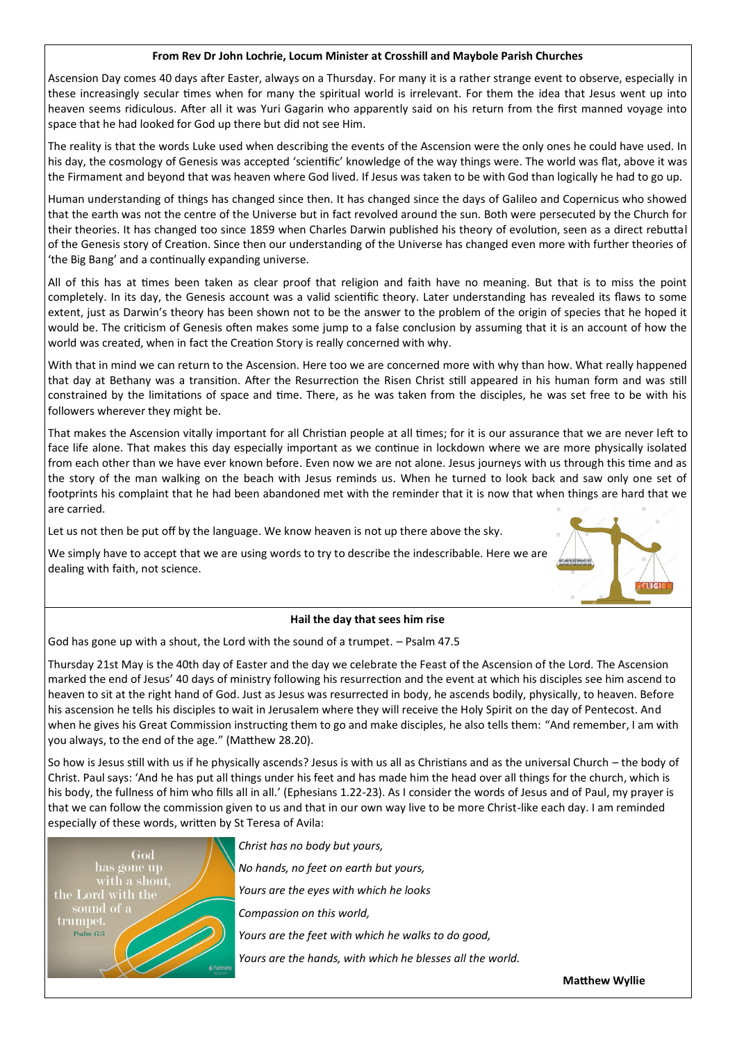**From Rev Dr John Lochrie, Locum Minister at Crosshill and Maybole Parish Churches**

Ascension Day comes 40 days after Easter, always on a Thursday. For many it is a rather strange event to observe, especially in these increasingly secular times when for many the spiritual world is irrelevant. For them the idea that Jesus went up into heaven seems ridiculous. After all it was Yuri Gagarin who apparently said on his return from the first manned voyage into space that he had looked for God up there but did not see Him.

The reality is that the words Luke used when describing the events of the Ascension were the only ones he could have used. In his day, the cosmology of Genesis was accepted 'scientific' knowledge of the way things were. The world was flat, above it was the Firmament and beyond that was heaven where God lived. If Jesus was taken to be with God than logically he had to go up.

Human understanding of things has changed since then. It has changed since the days of Galileo and Copernicus who showed that the earth was not the centre of the Universe but in fact revolved around the sun. Both were persecuted by the Church for their theories. It has changed too since 1859 when Charles Darwin published his theory of evolution, seen as a direct rebuttal of the Genesis story of Creation. Since then our understanding of the Universe has changed even more with further theories of 'the Big Bang' and a continually expanding universe.

All of this has at times been taken as clear proof that religion and faith have no meaning. But that is to miss the point completely. In its day, the Genesis account was a valid scientific theory. Later understanding has revealed its flaws to some extent, just as Darwin's theory has been shown not to be the answer to the problem of the origin of species that he hoped it would be. The criticism of Genesis often makes some jump to a false conclusion by assuming that it is an account of how the world was created, when in fact the Creation Story is really concerned with why.

With that in mind we can return to the Ascension. Here too we are concerned more with why than how. What really happened that day at Bethany was a transition. After the Resurrection the Risen Christ still appeared in his human form and was still constrained by the limitations of space and time. There, as he was taken from the disciples, he was set free to be with his followers wherever they might be.

That makes the Ascension vitally important for all Christian people at all times; for it is our assurance that we are never left to face life alone. That makes this day especially important as we continue in lockdown where we are more physically isolated from each other than we have ever known before. Even now we are not alone. Jesus journeys with us through this time and as the story of the man walking on the beach with Jesus reminds us. When he turned to look back and saw only one set of footprints his complaint that he had been abandoned met with the reminder that it is now that when things are hard that we are carried.

Let us not then be put off by the language. We know heaven is not up there above the sky.

We simply have to accept that we are using words to try to describe the indescribable. Here we are dealing with faith, not science.

**Hail the day that sees him rise**

God has gone up with a shout, the Lord with the sound of a trumpet. – Psalm 47.5

Thursday 21st May is the 40th day of Easter and the day we celebrate the Feast of the Ascension of the Lord. The Ascension marked the end of Jesus' 40 days of ministry following his resurrection and the event at which his disciples see him ascend to heaven to sit at the right hand of God. Just as Jesus was resurrected in body, he ascends bodily, physically, to heaven. Before his ascension he tells his disciples to wait in Jerusalem where they will receive the Holy Spirit on the day of Pentecost. And when he gives his Great Commission instructing them to go and make disciples, he also tells them: "And remember, I am with you always, to the end of the age." (Matthew 28.20).

So how is Jesus still with us if he physically ascends? Jesus is with us all as Christians and as the universal Church – the body of Christ. Paul says: 'And he has put all things under his feet and has made him the head over all things for the church, which is his body, the fullness of him who fills all in all.' (Ephesians 1.22-23). As I consider the words of Jesus and of Paul, my prayer is that we can follow the commission given to us and that in our own way live to be more Christ-like each day. I am reminded especially of these words, written by St Teresa of Avila:

*Christ has no body but yours,*

*No hands, no feet on earth but yours,*

*Yours are the eyes with which he looks*

*Compassion on this world,*

*Yours are the feet with which he walks to do good,*

*Yours are the hands, with which he blesses all the world.*

**Matthew Wyllie**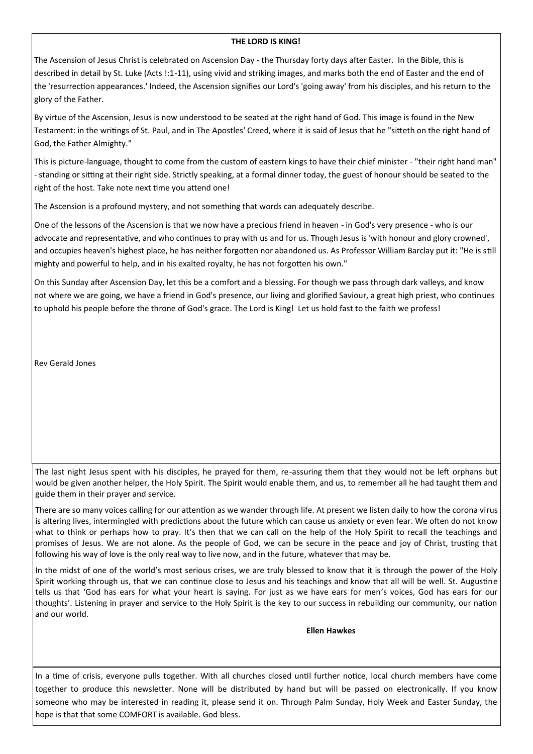**THE LORD IS KING!**

The Ascension of Jesus Christ is celebrated on Ascension Day - the Thursday forty days after Easter. In the Bible, this is described in detail by St. Luke (Acts !:1-11), using vivid and striking images, and marks both the end of Easter and the end of the 'resurrection appearances.' Indeed, the Ascension signifies our Lord's 'going away' from his disciples, and his return to the glory of the Father.

By virtue of the Ascension, Jesus is now understood to be seated at the right hand of God. This image is found in the New Testament: in the writings of St. Paul, and in The Apostles' Creed, where it is said of Jesus that he "sitteth on the right hand of God, the Father Almighty."

This is picture-language, thought to come from the custom of eastern kings to have their chief minister - "their right hand man" - standing or sitting at their right side. Strictly speaking, at a formal dinner today, the guest of honour should be seated to the right of the host. Take note next time you attend one!

The Ascension is a profound mystery, and not something that words can adequately describe.

One of the lessons of the Ascension is that we now have a precious friend in heaven - in God's very presence - who is our advocate and representative, and who continues to pray with us and for us. Though Jesus is 'with honour and glory crowned', and occupies heaven's highest place, he has neither forgotten nor abandoned us. As Professor William Barclay put it: "He is still mighty and powerful to help, and in his exalted royalty, he has not forgotten his own."

On this Sunday after Ascension Day, let this be a comfort and a blessing. For though we pass through dark valleys, and know not where we are going, we have a friend in God's presence, our living and glorified Saviour, a great high priest, who continues to uphold his people before the throne of God's grace. The Lord is King! Let us hold fast to the faith we profess!

Rev Gerald Jones

The last night Jesus spent with his disciples, he prayed for them, re-assuring them that they would not be left orphans but would be given another helper, the Holy Spirit. The Spirit would enable them, and us, to remember all he had taught them and guide them in their prayer and service.

There are so many voices calling for our attention as we wander through life. At present we listen daily to how the corona virus is altering lives, intermingled with predictions about the future which can cause us anxiety or even fear. We often do not know what to think or perhaps how to pray. It's then that we can call on the help of the Holy Spirit to recall the teachings and promises of Jesus. We are not alone. As the people of God, we can be secure in the peace and joy of Christ, trusting that following his way of love is the only real way to live now, and in the future, whatever that may be.

In the midst of one of the world's most serious crises, we are truly blessed to know that it is through the power of the Holy Spirit working through us, that we can continue close to Jesus and his teachings and know that all will be well. St. Augustine tells us that 'God has ears for what your heart is saying. For just as we have ears for men's voices, God has ears for our thoughts'. Listening in prayer and service to the Holy Spirit is the key to our success in rebuilding our community, our nation and our world.

**Ellen Hawkes**

In a time of crisis, everyone pulls together. With all churches closed until further notice, local church members have come together to produce this newsletter. None will be distributed by hand but will be passed on electronically. If you know someone who may be interested in reading it, please send it on. Through Palm Sunday, Holy Week and Easter Sunday, the hope is that that some COMFORT is available. God bless.